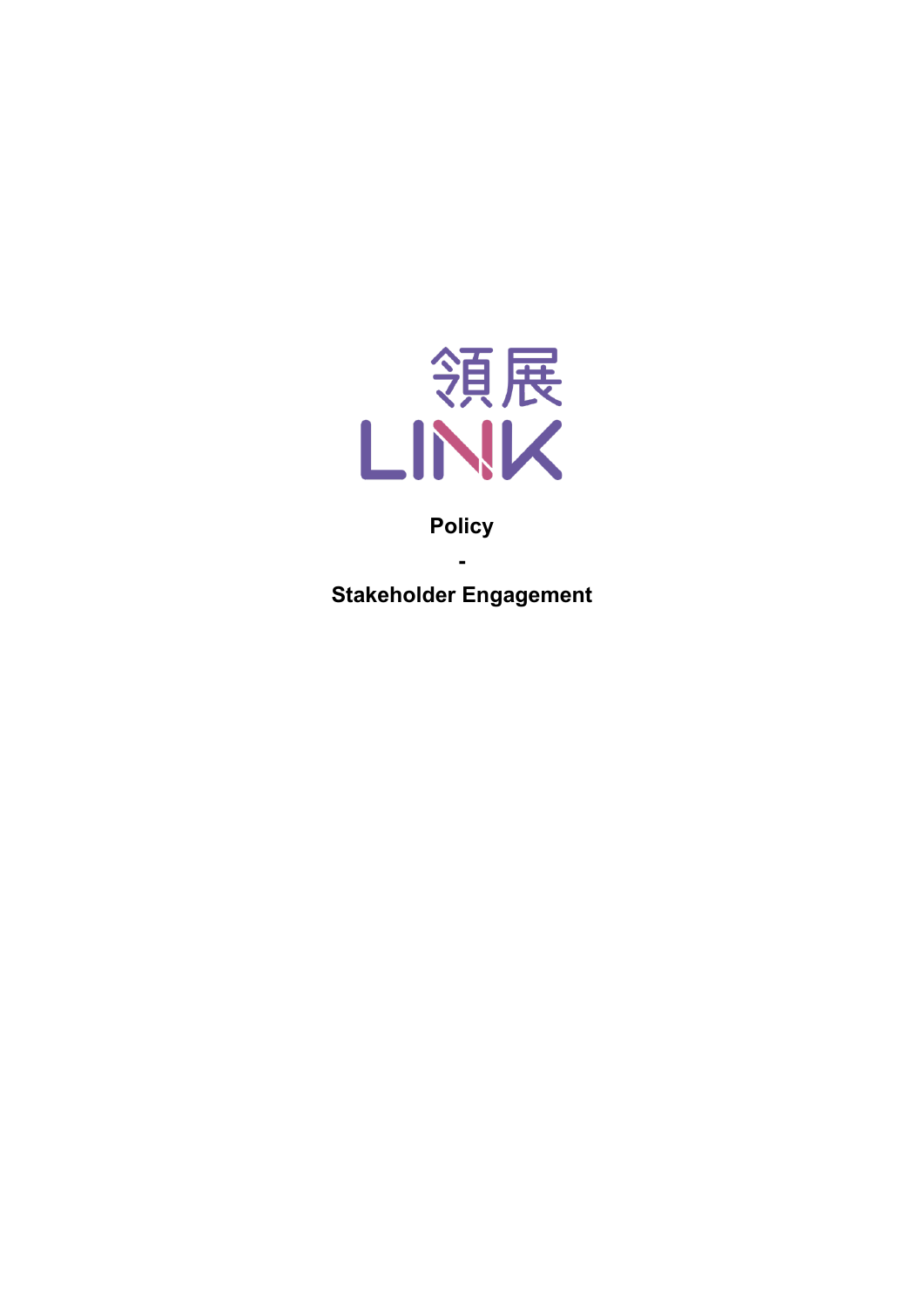領展

LINK

**Policy**

**-**

**Stakeholder Engagement**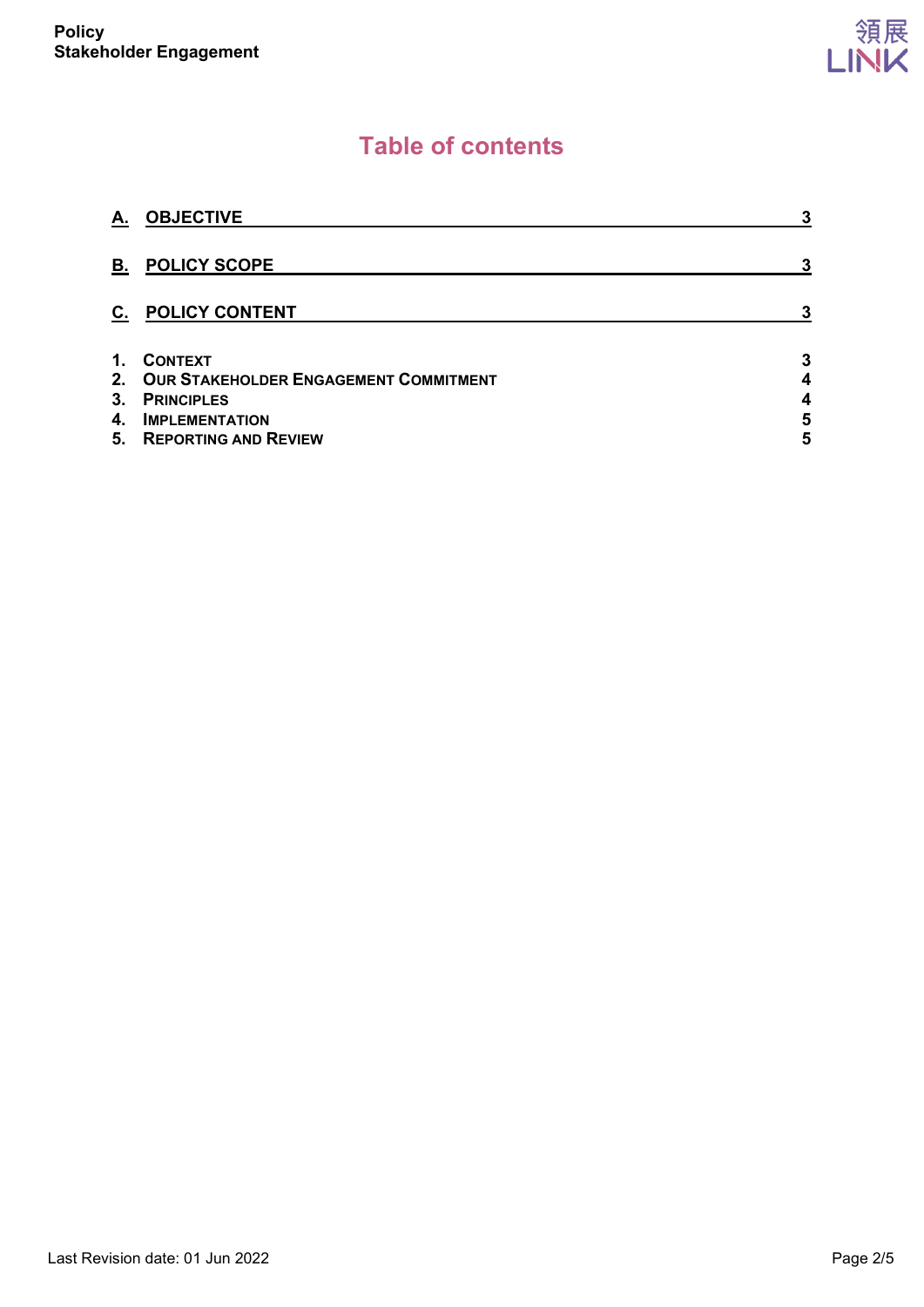# Table of contents

| | | |
|---|---|---|
| **A.** | **OBJECTIVE** | **3** |
| **B.** | **POLICY SCOPE** | **3** |
| **C.** | **POLICY CONTENT** | **3** |
| **1.** | **CONTEXT** | **3** |
| **2.** | **OUR STAKEHOLDER ENGAGEMENT COMMITMENT** | **4** |
| **3.** | **PRINCIPLES** | **4** |
| **4.** | **IMPLEMENTATION** | **5** |
| **5.** | **REPORTING AND REVIEW** | **5** |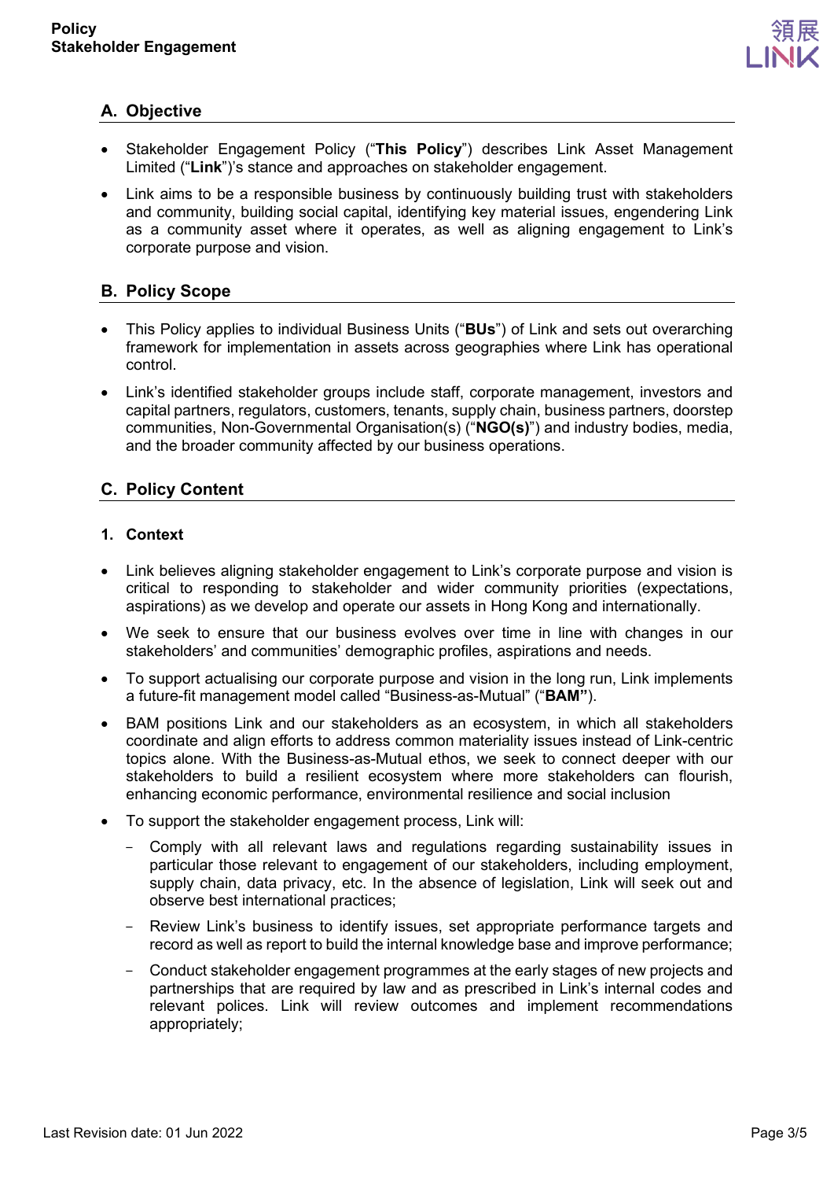## A. Objective

- Stakeholder Engagement Policy ("**This Policy**") describes Link Asset Management Limited ("**Link**")'s stance and approaches on stakeholder engagement.
- Link aims to be a responsible business by continuously building trust with stakeholders and community, building social capital, identifying key material issues, engendering Link as a community asset where it operates, as well as aligning engagement to Link's corporate purpose and vision.

## B. Policy Scope

- This Policy applies to individual Business Units ("**BUs**") of Link and sets out overarching framework for implementation in assets across geographies where Link has operational control.
- Link's identified stakeholder groups include staff, corporate management, investors and capital partners, regulators, customers, tenants, supply chain, business partners, doorstep communities, Non-Governmental Organisation(s) ("**NGO(s)**") and industry bodies, media, and the broader community affected by our business operations.

## C. Policy Content

### 1. Context

- Link believes aligning stakeholder engagement to Link's corporate purpose and vision is critical to responding to stakeholder and wider community priorities (expectations, aspirations) as we develop and operate our assets in Hong Kong and internationally.
- We seek to ensure that our business evolves over time in line with changes in our stakeholders' and communities' demographic profiles, aspirations and needs.
- To support actualising our corporate purpose and vision in the long run, Link implements a future-fit management model called "Business-as-Mutual" ("**BAM"**).
- BAM positions Link and our stakeholders as an ecosystem, in which all stakeholders coordinate and align efforts to address common materiality issues instead of Link-centric topics alone. With the Business-as-Mutual ethos, we seek to connect deeper with our stakeholders to build a resilient ecosystem where more stakeholders can flourish, enhancing economic performance, environmental resilience and social inclusion
- To support the stakeholder engagement process, Link will:
  - Comply with all relevant laws and regulations regarding sustainability issues in particular those relevant to engagement of our stakeholders, including employment, supply chain, data privacy, etc. In the absence of legislation, Link will seek out and observe best international practices;
  - Review Link's business to identify issues, set appropriate performance targets and record as well as report to build the internal knowledge base and improve performance;
  - Conduct stakeholder engagement programmes at the early stages of new projects and partnerships that are required by law and as prescribed in Link's internal codes and relevant polices. Link will review outcomes and implement recommendations appropriately;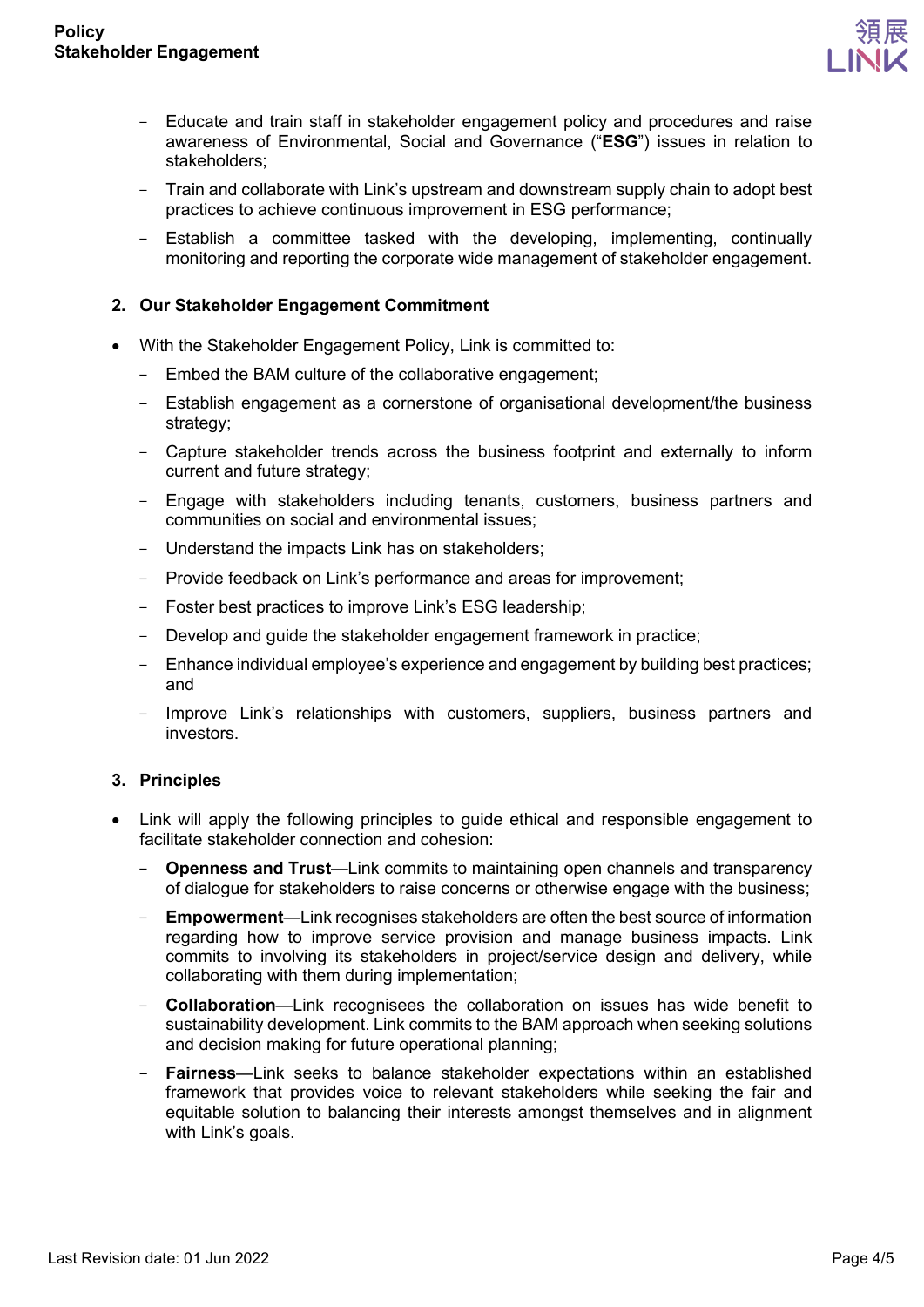- Educate and train staff in stakeholder engagement policy and procedures and raise awareness of Environmental, Social and Governance ("**ESG**") issues in relation to stakeholders;
- Train and collaborate with Link's upstream and downstream supply chain to adopt best practices to achieve continuous improvement in ESG performance;
- Establish a committee tasked with the developing, implementing, continually monitoring and reporting the corporate wide management of stakeholder engagement.

## 2. Our Stakeholder Engagement Commitment

- With the Stakeholder Engagement Policy, Link is committed to:
  - Embed the BAM culture of the collaborative engagement;
  - Establish engagement as a cornerstone of organisational development/the business strategy;
  - Capture stakeholder trends across the business footprint and externally to inform current and future strategy;
  - Engage with stakeholders including tenants, customers, business partners and communities on social and environmental issues;
  - Understand the impacts Link has on stakeholders;
  - Provide feedback on Link's performance and areas for improvement;
  - Foster best practices to improve Link's ESG leadership;
  - Develop and guide the stakeholder engagement framework in practice;
  - Enhance individual employee's experience and engagement by building best practices; and
  - Improve Link's relationships with customers, suppliers, business partners and investors.

## 3. Principles

- Link will apply the following principles to guide ethical and responsible engagement to facilitate stakeholder connection and cohesion:
  - **Openness and Trust**—Link commits to maintaining open channels and transparency of dialogue for stakeholders to raise concerns or otherwise engage with the business;
  - **Empowerment**—Link recognises stakeholders are often the best source of information regarding how to improve service provision and manage business impacts. Link commits to involving its stakeholders in project/service design and delivery, while collaborating with them during implementation;
  - **Collaboration**—Link recognisees the collaboration on issues has wide benefit to sustainability development. Link commits to the BAM approach when seeking solutions and decision making for future operational planning;
  - **Fairness**—Link seeks to balance stakeholder expectations within an established framework that provides voice to relevant stakeholders while seeking the fair and equitable solution to balancing their interests amongst themselves and in alignment with Link's goals.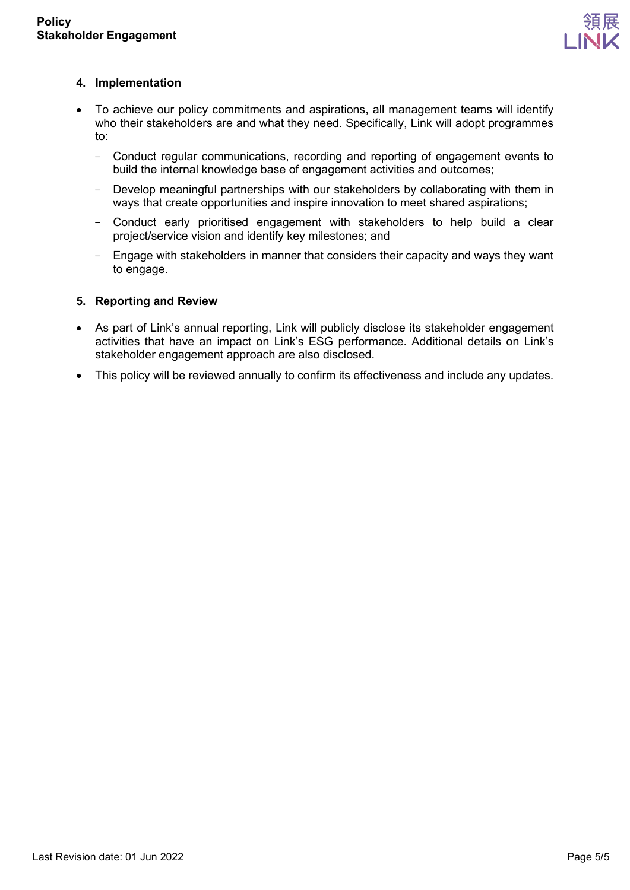## 4. Implementation

- To achieve our policy commitments and aspirations, all management teams will identify who their stakeholders are and what they need. Specifically, Link will adopt programmes to:
  - Conduct regular communications, recording and reporting of engagement events to build the internal knowledge base of engagement activities and outcomes;
  - Develop meaningful partnerships with our stakeholders by collaborating with them in ways that create opportunities and inspire innovation to meet shared aspirations;
  - Conduct early prioritised engagement with stakeholders to help build a clear project/service vision and identify key milestones; and
  - Engage with stakeholders in manner that considers their capacity and ways they want to engage.

## 5. Reporting and Review

- As part of Link's annual reporting, Link will publicly disclose its stakeholder engagement activities that have an impact on Link's ESG performance. Additional details on Link's stakeholder engagement approach are also disclosed.
- This policy will be reviewed annually to confirm its effectiveness and include any updates.